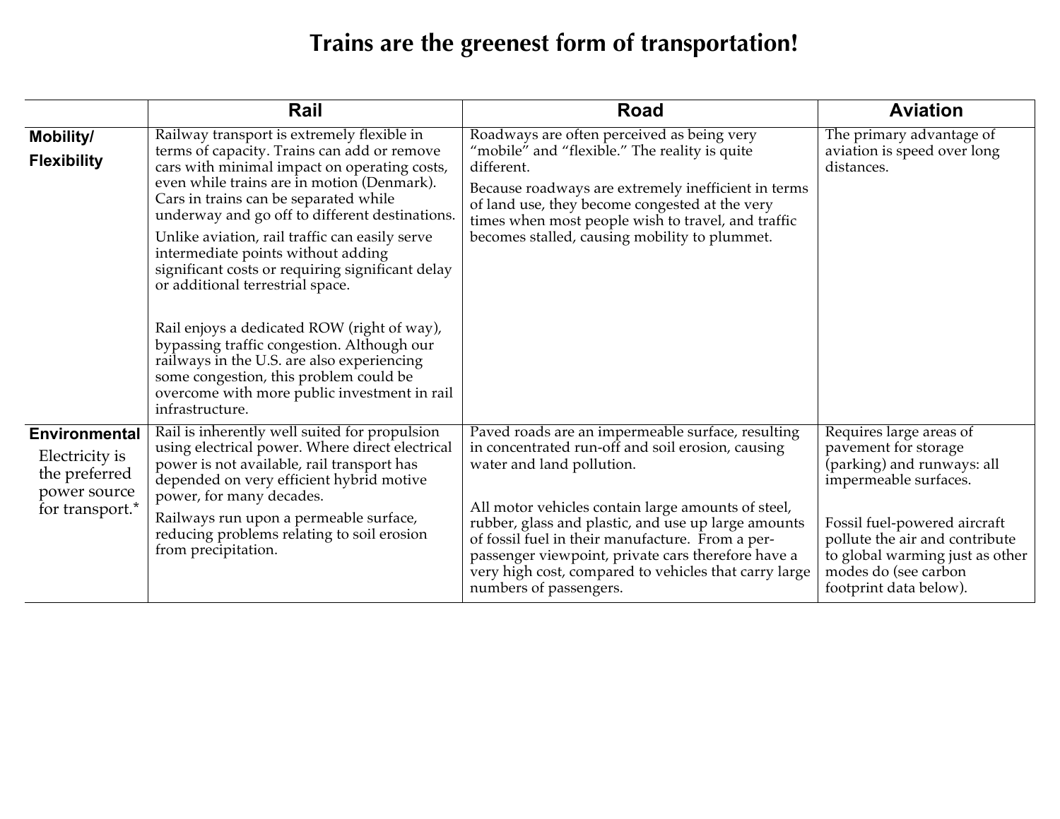# Trains are the greenest form of transportation!

| | Rail | Road | Aviation |
|---|---|---|---|
| **Mobility/ Flexibility** | Railway transport is extremely flexible in terms of capacity. Trains can add or remove cars with minimal impact on operating costs, even while trains are in motion (Denmark). Cars in trains can be separated while underway and go off to different destinations.<br><br>Unlike aviation, rail traffic can easily serve intermediate points without adding significant costs or requiring significant delay or additional terrestrial space.<br><br>Rail enjoys a dedicated ROW (right of way), bypassing traffic congestion. Although our railways in the U.S. are also experiencing some congestion, this problem could be overcome with more public investment in rail infrastructure. | Roadways are often perceived as being very "mobile" and "flexible." The reality is quite different.<br><br>Because roadways are extremely inefficient in terms of land use, they become congested at the very times when most people wish to travel, and traffic becomes stalled, causing mobility to plummet. | The primary advantage of aviation is speed over long distances. |
| **Environmental**<br>Electricity is the preferred power source for transport.* | Rail is inherently well suited for propulsion using electrical power. Where direct electrical power is not available, rail transport has depended on very efficient hybrid motive power, for many decades.<br><br>Railways run upon a permeable surface, reducing problems relating to soil erosion from precipitation. | Paved roads are an impermeable surface, resulting in concentrated run-off and soil erosion, causing water and land pollution.<br><br>All motor vehicles contain large amounts of steel, rubber, glass and plastic, and use up large amounts of fossil fuel in their manufacture. From a per-passenger viewpoint, private cars therefore have a very high cost, compared to vehicles that carry large numbers of passengers. | Requires large areas of pavement for storage (parking) and runways: all impermeable surfaces.<br><br>Fossil fuel-powered aircraft pollute the air and contribute to global warming just as other modes do (see carbon footprint data below). |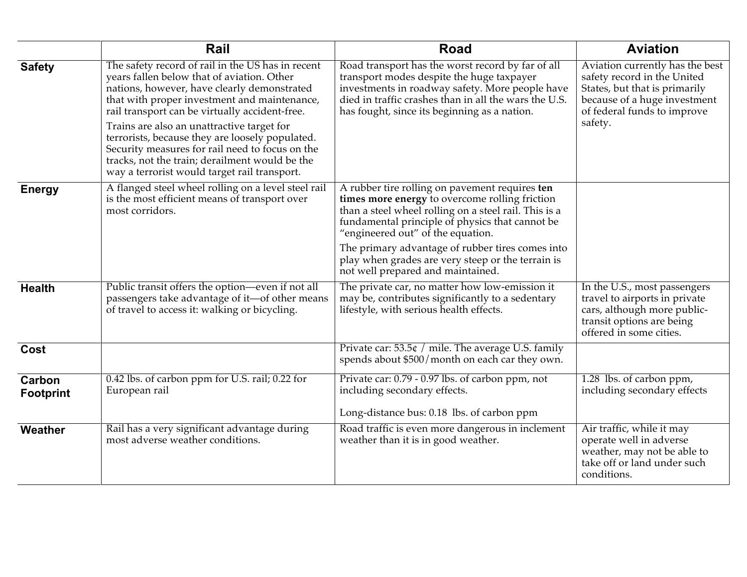| | **Rail** | **Road** | **Aviation** |
|---|---|---|---|
| **Safety** | The safety record of rail in the US has in recent years fallen below that of aviation. Other nations, however, have clearly demonstrated that with proper investment and maintenance, rail transport can be virtually accident-free.<br><br>Trains are also an unattractive target for terrorists, because they are loosely populated. Security measures for rail need to focus on the tracks, not the train; derailment would be the way a terrorist would target rail transport. | Road transport has the worst record by far of all transport modes despite the huge taxpayer investments in roadway safety. More people have died in traffic crashes than in all the wars the U.S. has fought, since its beginning as a nation. | Aviation currently has the best safety record in the United States, but that is primarily because of a huge investment of federal funds to improve safety. |
| **Energy** | A flanged steel wheel rolling on a level steel rail is the most efficient means of transport over most corridors. | A rubber tire rolling on pavement requires **ten times more energy** to overcome rolling friction than a steel wheel rolling on a steel rail. This is a fundamental principle of physics that cannot be "engineered out" of the equation.<br><br>The primary advantage of rubber tires comes into play when grades are very steep or the terrain is not well prepared and maintained. | |
| **Health** | Public transit offers the option—even if not all passengers take advantage of it—of other means of travel to access it: walking or bicycling. | The private car, no matter how low-emission it may be, contributes significantly to a sedentary lifestyle, with serious health effects. | In the U.S., most passengers travel to airports in private cars, although more public-transit options are being offered in some cities. |
| **Cost** | | Private car: 53.5¢ / mile. The average U.S. family spends about $500/month on each car they own. | |
| **Carbon Footprint** | 0.42 lbs. of carbon ppm for U.S. rail; 0.22 for European rail | Private car: 0.79 - 0.97 lbs. of carbon ppm, not including secondary effects.<br><br>Long-distance bus: 0.18 lbs. of carbon ppm | 1.28 lbs. of carbon ppm, including secondary effects |
| **Weather** | Rail has a very significant advantage during most adverse weather conditions. | Road traffic is even more dangerous in inclement weather than it is in good weather. | Air traffic, while it may operate well in adverse weather, may not be able to take off or land under such conditions. |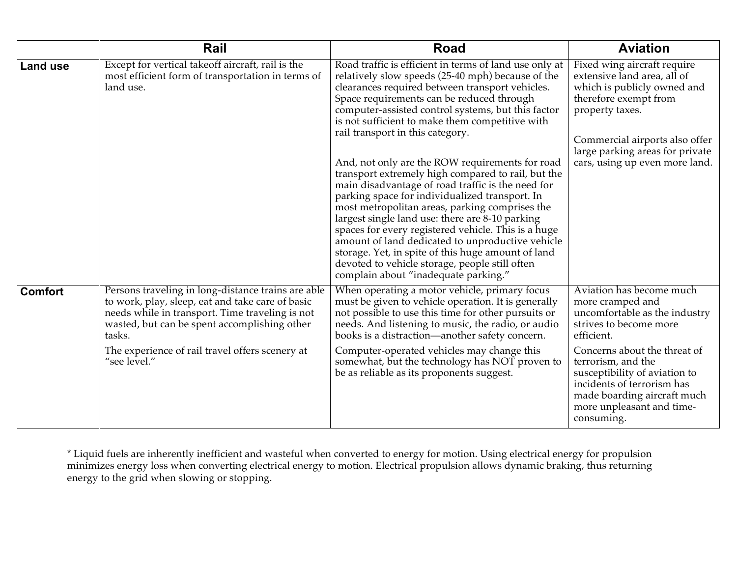| | Rail | Road | Aviation |
|---|---|---|---|
| **Land use** | Except for vertical takeoff aircraft, rail is the most efficient form of transportation in terms of land use. | Road traffic is efficient in terms of land use only at relatively slow speeds (25-40 mph) because of the clearances required between transport vehicles. Space requirements can be reduced through computer-assisted control systems, but this factor is not sufficient to make them competitive with rail transport in this category.<br><br>And, not only are the ROW requirements for road transport extremely high compared to rail, but the main disadvantage of road traffic is the need for parking space for individualized transport. In most metropolitan areas, parking comprises the largest single land use: there are 8-10 parking spaces for every registered vehicle. This is a huge amount of land dedicated to unproductive vehicle storage. Yet, in spite of this huge amount of land devoted to vehicle storage, people still often complain about "inadequate parking." | Fixed wing aircraft require extensive land area, all of which is publicly owned and therefore exempt from property taxes.<br><br>Commercial airports also offer large parking areas for private cars, using up even more land. |
| **Comfort** | Persons traveling in long-distance trains are able to work, play, sleep, eat and take care of basic needs while in transport. Time traveling is not wasted, but can be spent accomplishing other tasks.<br><br>The experience of rail travel offers scenery at "see level." | When operating a motor vehicle, primary focus must be given to vehicle operation. It is generally not possible to use this time for other pursuits or needs. And listening to music, the radio, or audio books is a distraction—another safety concern.<br><br>Computer-operated vehicles may change this somewhat, but the technology has NOT proven to be as reliable as its proponents suggest. | Aviation has become much more cramped and uncomfortable as the industry strives to become more efficient.<br><br>Concerns about the threat of terrorism, and the susceptibility of aviation to incidents of terrorism has made boarding aircraft much more unpleasant and time-consuming. |

* Liquid fuels are inherently inefficient and wasteful when converted to energy for motion. Using electrical energy for propulsion minimizes energy loss when converting electrical energy to motion. Electrical propulsion allows dynamic braking, thus returning energy to the grid when slowing or stopping.